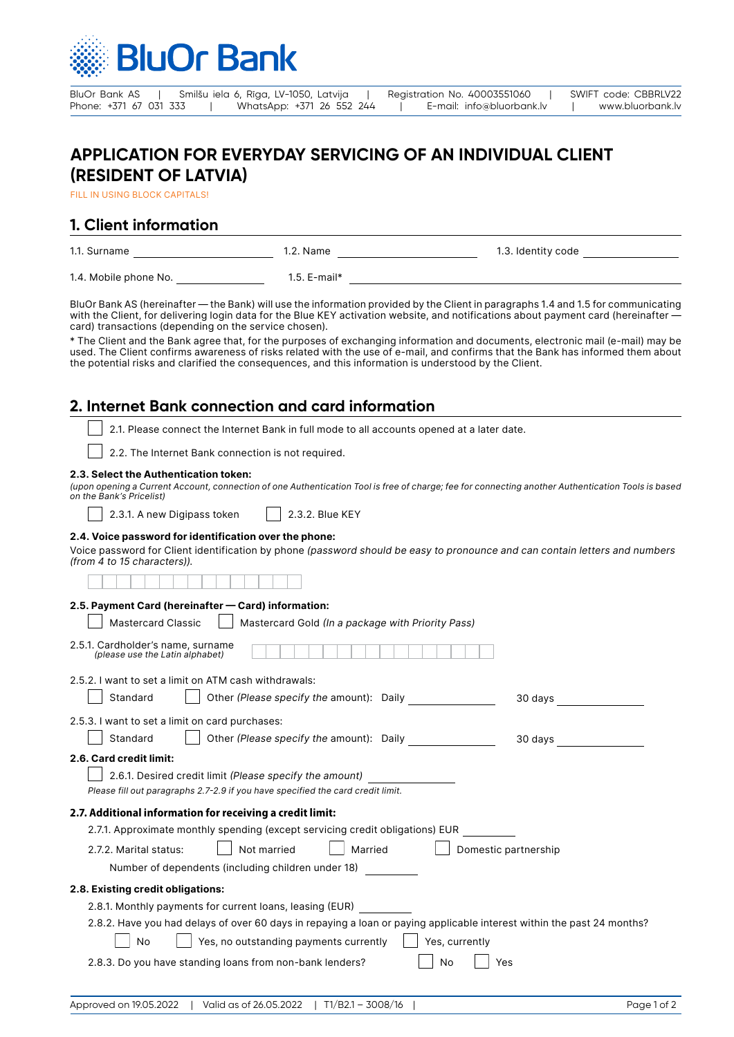BluOr Bank

BluOr Bank AS | Smilšu iela 6, Rīga, LV-1050, Latvija | Registration No. 40003551060 | SWIFT code: CBBRLV22
Phone: +371 67 031 333 | WhatsApp: +371 26 552 244 | E-mail: info@bluorbank.lv | www.bluorbank.lv

# APPLICATION FOR EVERYDAY SERVICING OF AN INDIVIDUAL CLIENT (RESIDENT OF LATVIA)

FILL IN USING BLOCK CAPITALS!

## 1. Client information

1.1. Surname ____________ 1.2. Name ____________ 1.3. Identity code ____________

1.4. Mobile phone No. ____________ 1.5. E-mail* ____________

BluOr Bank AS (hereinafter — the Bank) will use the information provided by the Client in paragraphs 1.4 and 1.5 for communicating with the Client, for delivering login data for the Blue KEY activation website, and notifications about payment card (hereinafter — card) transactions (depending on the service chosen).

* The Client and the Bank agree that, for the purposes of exchanging information and documents, electronic mail (e-mail) may be used. The Client confirms awareness of risks related with the use of e-mail, and confirms that the Bank has informed them about the potential risks and clarified the consequences, and this information is understood by the Client.

## 2. Internet Bank connection and card information

☐ 2.1. Please connect the Internet Bank in full mode to all accounts opened at a later date.

☐ 2.2. The Internet Bank connection is not required.

**2.3. Select the Authentication token:**

*(upon opening a Current Account, connection of one Authentication Tool is free of charge; fee for connecting another Authentication Tools is based on the Bank's Pricelist)*

☐ 2.3.1. A new Digipass token ☐ 2.3.2. Blue KEY

**2.4. Voice password for identification over the phone:**

Voice password for Client identification by phone *(password should be easy to pronounce and can contain letters and numbers (from 4 to 15 characters)).*

☐☐☐☐☐☐☐☐☐☐☐☐☐☐☐

**2.5. Payment Card (hereinafter — Card) information:**

☐ Mastercard Classic ☐ Mastercard Gold *(In a package with Priority Pass)*

2.5.1. Cardholder's name, surname *(please use the Latin alphabet)* ☐☐☐☐☐☐☐☐☐☐☐☐☐☐☐☐☐

2.5.2. I want to set a limit on ATM cash withdrawals:

☐ Standard ☐ Other *(Please specify the* amount): Daily ____________ 30 days ____________

2.5.3. I want to set a limit on card purchases:

☐ Standard ☐ Other *(Please specify the* amount): Daily ____________ 30 days ____________

**2.6. Card credit limit:**

☐ 2.6.1. Desired credit limit *(Please specify the amount)* ____________

*Please fill out paragraphs 2.7-2.9 if you have specified the card credit limit.*

**2.7. Additional information for receiving a credit limit:**

2.7.1. Approximate monthly spending (except servicing credit obligations) EUR ____________

2.7.2. Marital status: ☐ Not married ☐ Married ☐ Domestic partnership

Number of dependents (including children under 18) ____________

**2.8. Existing credit obligations:**

2.8.1. Monthly payments for current loans, leasing (EUR) ____________

2.8.2. Have you had delays of over 60 days in repaying a loan or paying applicable interest within the past 24 months?

☐ No ☐ Yes, no outstanding payments currently ☐ Yes, currently

2.8.3. Do you have standing loans from non-bank lenders? ☐ No ☐ Yes

Approved on 19.05.2022 | Valid as of 26.05.2022 | T1/B2.1 – 3008/16 |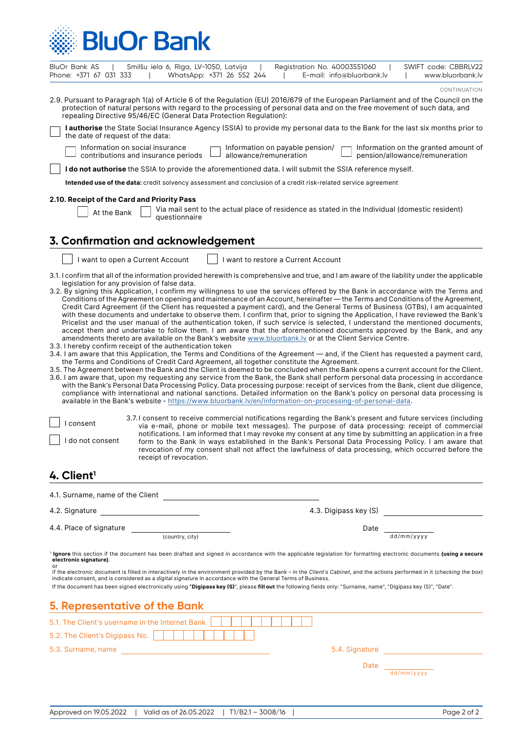CONTINUATION

2.9. Pursuant to Paragraph 1(a) of Article 6 of the Regulation (EU) 2016/679 of the European Parliament and of the Council on the protection of natural persons with regard to the processing of personal data and on the free movement of such data, and repealing Directive 95/46/EC (General Data Protection Regulation):

☐ **I authorise** the State Social Insurance Agency (SSIA) to provide my personal data to the Bank for the last six months prior to the date of request of the data:

☐ Information on social insurance contributions and insurance periods ☐ Information on payable pension/allowance/remuneration ☐ Information on the granted amount of pension/allowance/remuneration

☐ **I do not authorise** the SSIA to provide the aforementioned data. I will submit the SSIA reference myself.

**Intended use of the data:** credit solvency assessment and conclusion of a credit risk-related service agreement

**2.10. Receipt of the Card and Priority Pass**

☐ At the Bank ☐ Via mail sent to the actual place of residence as stated in the Individual (domestic resident) questionnaire

## 3. Confirmation and acknowledgement

☐ I want to open a Current Account ☐ I want to restore a Current Account

3.1. I confirm that all of the information provided herewith is comprehensive and true, and I am aware of the liability under the applicable legislation for any provision of false data.

3.2. By signing this Application, I confirm my willingness to use the services offered by the Bank in accordance with the Terms and Conditions of the Agreement on opening and maintenance of an Account, hereinafter — the Terms and Conditions of the Agreement, Credit Card Agreement (if the Client has requested a payment card), and the General Terms of Business (GTBs), I am acquainted with these documents and undertake to observe them. I confirm that, prior to signing the Application, I have reviewed the Bank's Pricelist and the user manual of the authentication token, if such service is selected, I understand the mentioned documents, accept them and undertake to follow them. I am aware that the aforementioned documents approved by the Bank, and any amendments thereto are available on the Bank's website www.bluorbank.lv or at the Client Service Centre.

3.3. I hereby confirm receipt of the authentication token

3.4. I am aware that this Application, the Terms and Conditions of the Agreement — and, if the Client has requested a payment card, the Terms and Conditions of Credit Card Agreement, all together constitute the Agreement.

3.5. The Agreement between the Bank and the Client is deemed to be concluded when the Bank opens a current account for the Client.

3.6. I am aware that, upon my requesting any service from the Bank, the Bank shall perform personal data processing in accordance with the Bank's Personal Data Processing Policy. Data processing purpose: receipt of services from the Bank, client due diligence, compliance with international and national sanctions. Detailed information on the Bank's policy on personal data processing is available in the Bank's website - https://www.bluorbank.lv/en/information-on-processing-of-personal-data.

☐ I consent

☐ I do not consent

3.7. I consent to receive commercial notifications regarding the Bank's present and future services (including via e-mail, phone or mobile text messages). The purpose of data processing: receipt of commercial notifications. I am informed that I may revoke my consent at any time by submitting an application in a free form to the Bank in ways established in the Bank's Personal Data Processing Policy. I am aware that revocation of my consent shall not affect the lawfulness of data processing, which occurred before the receipt of revocation.

## 4. Client[1]

4.1. Surname, name of the Client ______________________________

4.2. Signature ______________________ 4.3. Digipass key (S) ______________________

4.4. Place of signature ______________________ (country, city) Date ____________ dd/mm/yyyy

[1] **Ignore** this section if the document has been drafted and signed in accordance with the applicable legislation for formatting electronic documents **(using a secure electronic signature)**.
or
if the electronic document is filled in interactively in the environment provided by the Bank – in the *Client's Cabinet*, and the actions performed in it (*checking the box*) indicate consent, and is considered as a *digital signature* in accordance with the General Terms of Business.
If the document has been signed electronically using **"Digipass key (S)"**, please **fill out** the following fields only: "Surname, name", "Digipass key (S)", "Date".

## 5. Representative of the Bank

5.1. The Client's username in the Internet Bank ☐☐☐☐☐☐☐☐☐☐

5.2. The Client's Digipass No. ☐☐☐☐☐☐☐☐☐☐

5.3. Surname, name ______________________ 5.4. Signature ______________________

Date ____________ dd/mm/yyyy

Approved on 19.05.2022 | Valid as of 26.05.2022 | T1/B2.1 – 3008/16 |